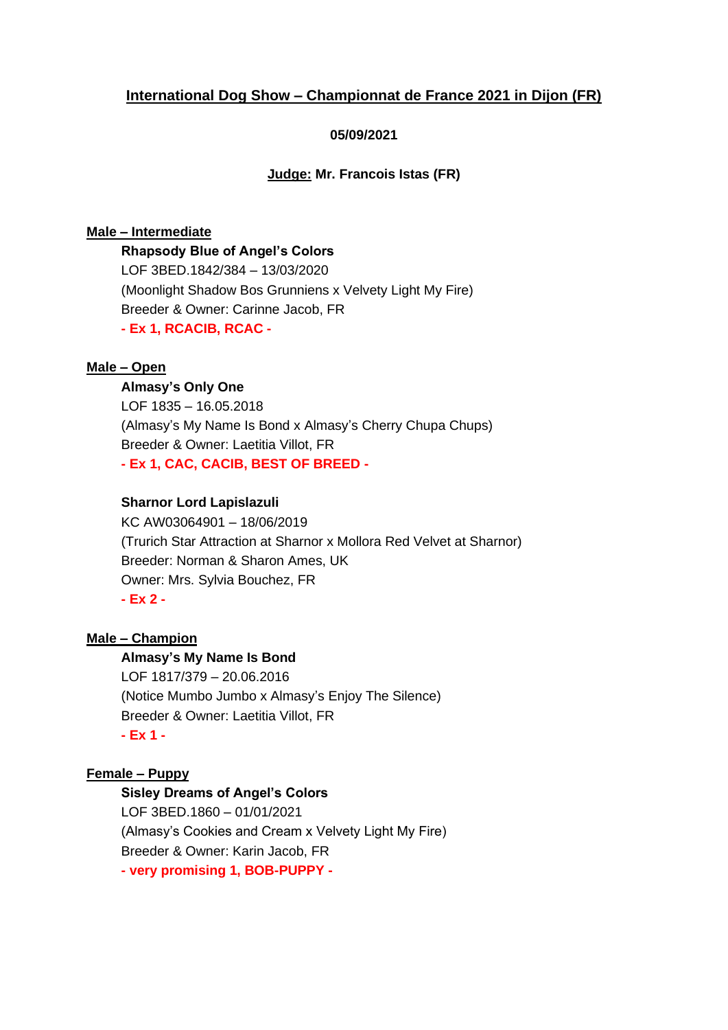# International Dog Show – Championnat de France 2021 in Dijon (FR)

**05/09/2021**

**Judge: Mr. Francois Istas (FR)**

## Male – Intermediate

**Rhapsody Blue of Angel's Colors**
LOF 3BED.1842/384 – 13/03/2020
(Moonlight Shadow Bos Grunniens x Velvety Light My Fire)
Breeder & Owner: Carinne Jacob, FR
**- Ex 1, RCACIB, RCAC -**

## Male – Open

**Almasy's Only One**
LOF 1835 – 16.05.2018
(Almasy's My Name Is Bond x Almasy's Cherry Chupa Chups)
Breeder & Owner: Laetitia Villot, FR
**- Ex 1, CAC, CACIB, BEST OF BREED -**

**Sharnor Lord Lapislazuli**
KC AW03064901 – 18/06/2019
(Trurich Star Attraction at Sharnor x Mollora Red Velvet at Sharnor)
Breeder: Norman & Sharon Ames, UK
Owner: Mrs. Sylvia Bouchez, FR
**- Ex 2 -**

## Male – Champion

**Almasy's My Name Is Bond**
LOF 1817/379 – 20.06.2016
(Notice Mumbo Jumbo x Almasy's Enjoy The Silence)
Breeder & Owner: Laetitia Villot, FR
**- Ex 1 -**

## Female – Puppy

**Sisley Dreams of Angel's Colors**
LOF 3BED.1860 – 01/01/2021
(Almasy's Cookies and Cream x Velvety Light My Fire)
Breeder & Owner: Karin Jacob, FR
**- very promising 1, BOB-PUPPY -**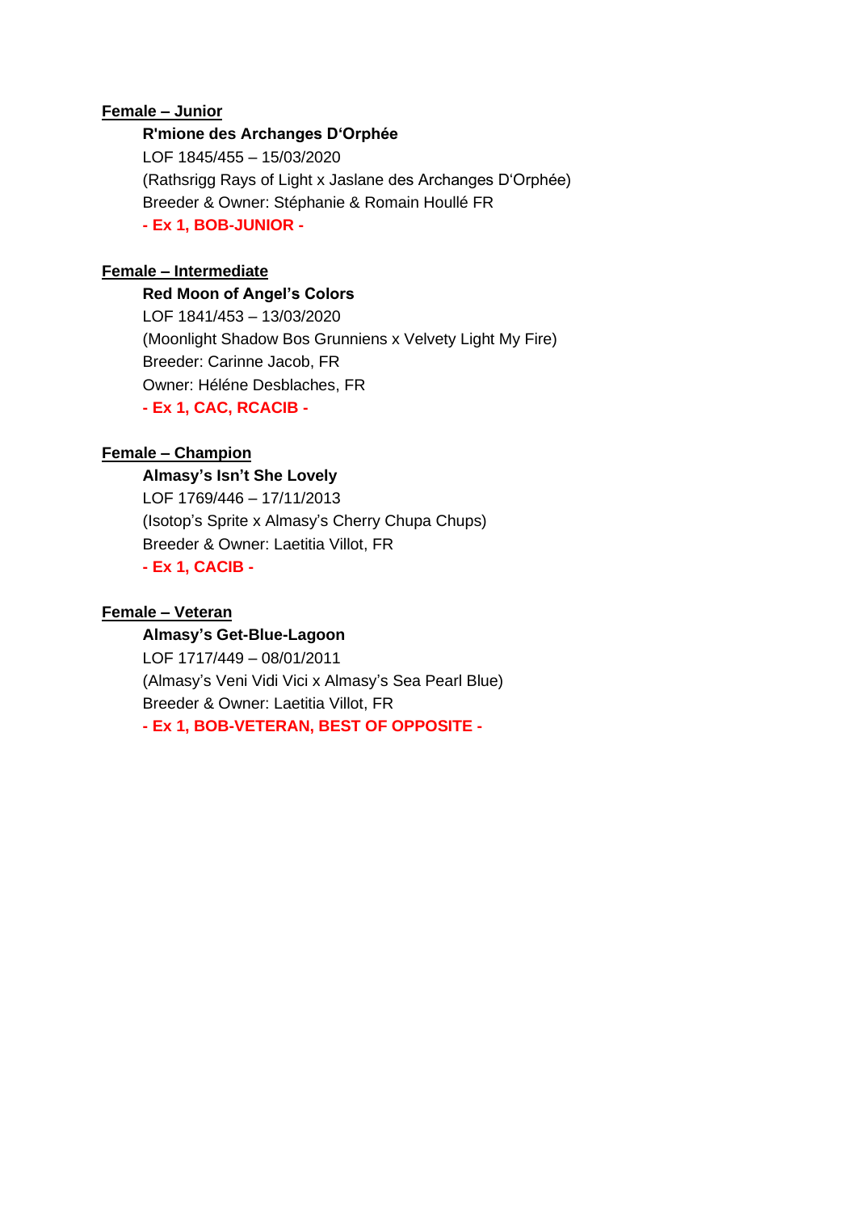**Female – Junior**

**R'mione des Archanges D'Orphée**
LOF 1845/455 – 15/03/2020
(Rathsrigg Rays of Light x Jaslane des Archanges D'Orphée)
Breeder & Owner: Stéphanie & Romain Houllé FR
**- Ex 1, BOB-JUNIOR -**

**Female – Intermediate**

**Red Moon of Angel's Colors**
LOF 1841/453 – 13/03/2020
(Moonlight Shadow Bos Grunniens x Velvety Light My Fire)
Breeder: Carinne Jacob, FR
Owner: Héléne Desblaches, FR
**- Ex 1, CAC, RCACIB -**

**Female – Champion**

**Almasy's Isn't She Lovely**
LOF 1769/446 – 17/11/2013
(Isotop's Sprite x Almasy's Cherry Chupa Chups)
Breeder & Owner: Laetitia Villot, FR
**- Ex 1, CACIB -**

**Female – Veteran**

**Almasy's Get-Blue-Lagoon**
LOF 1717/449 – 08/01/2011
(Almasy's Veni Vidi Vici x Almasy's Sea Pearl Blue)
Breeder & Owner: Laetitia Villot, FR
**- Ex 1, BOB-VETERAN, BEST OF OPPOSITE -**